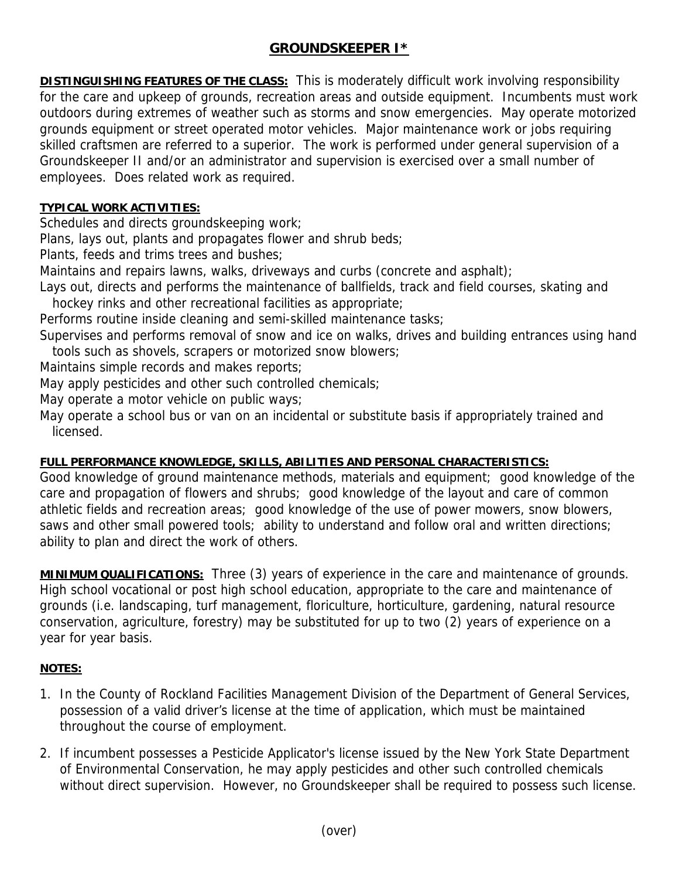# GROUNDSKEEPER I*

**DISTINGUISHING FEATURES OF THE CLASS:** This is moderately difficult work involving responsibility for the care and upkeep of grounds, recreation areas and outside equipment. Incumbents must work outdoors during extremes of weather such as storms and snow emergencies. May operate motorized grounds equipment or street operated motor vehicles. Major maintenance work or jobs requiring skilled craftsmen are referred to a superior. The work is performed under general supervision of a Groundskeeper II and/or an administrator and supervision is exercised over a small number of employees. Does related work as required.

**TYPICAL WORK ACTIVITIES:**

Schedules and directs groundskeeping work;
Plans, lays out, plants and propagates flower and shrub beds;
Plants, feeds and trims trees and bushes;
Maintains and repairs lawns, walks, driveways and curbs (concrete and asphalt);
Lays out, directs and performs the maintenance of ballfields, track and field courses, skating and hockey rinks and other recreational facilities as appropriate;
Performs routine inside cleaning and semi-skilled maintenance tasks;
Supervises and performs removal of snow and ice on walks, drives and building entrances using hand tools such as shovels, scrapers or motorized snow blowers;
Maintains simple records and makes reports;
May apply pesticides and other such controlled chemicals;
May operate a motor vehicle on public ways;
May operate a school bus or van on an incidental or substitute basis if appropriately trained and licensed.

**FULL PERFORMANCE KNOWLEDGE, SKILLS, ABILITIES AND PERSONAL CHARACTERISTICS:**
Good knowledge of ground maintenance methods, materials and equipment; good knowledge of the care and propagation of flowers and shrubs; good knowledge of the layout and care of common athletic fields and recreation areas; good knowledge of the use of power mowers, snow blowers, saws and other small powered tools; ability to understand and follow oral and written directions; ability to plan and direct the work of others.

**MINIMUM QUALIFICATIONS:** Three (3) years of experience in the care and maintenance of grounds. High school vocational or post high school education, appropriate to the care and maintenance of grounds (i.e. landscaping, turf management, floriculture, horticulture, gardening, natural resource conservation, agriculture, forestry) may be substituted for up to two (2) years of experience on a year for year basis.

**NOTES:**

1. In the County of Rockland Facilities Management Division of the Department of General Services, possession of a valid driver's license at the time of application, which must be maintained throughout the course of employment.

2. If incumbent possesses a Pesticide Applicator's license issued by the New York State Department of Environmental Conservation, he may apply pesticides and other such controlled chemicals without direct supervision. However, no Groundskeeper shall be required to possess such license.

(over)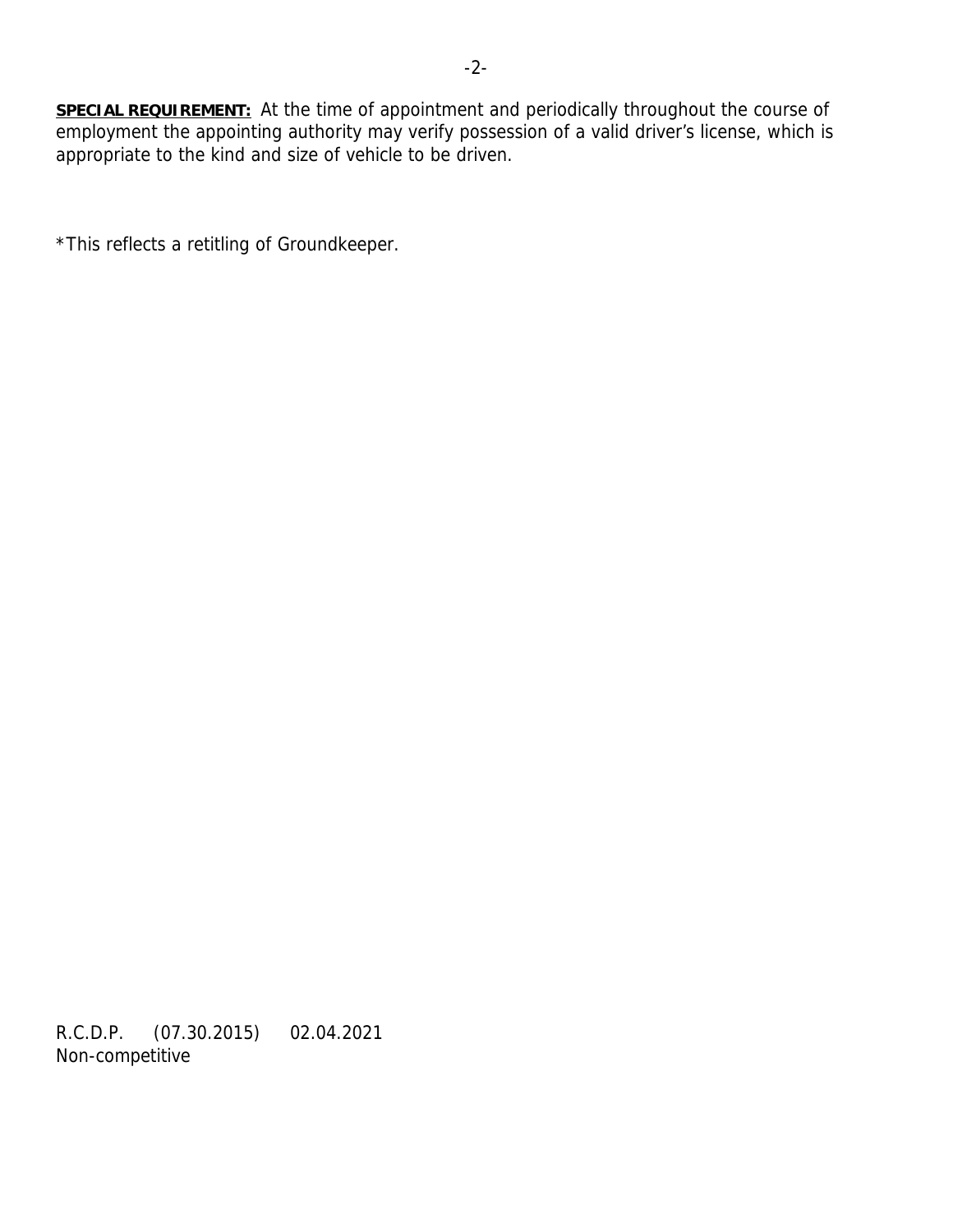**SPECIAL REQUIREMENT:** At the time of appointment and periodically throughout the course of employment the appointing authority may verify possession of a valid driver's license, which is appropriate to the kind and size of vehicle to be driven.

*This reflects a retitling of Groundkeeper.

R.C.D.P. (07.30.2015) 02.04.2021
Non-competitive